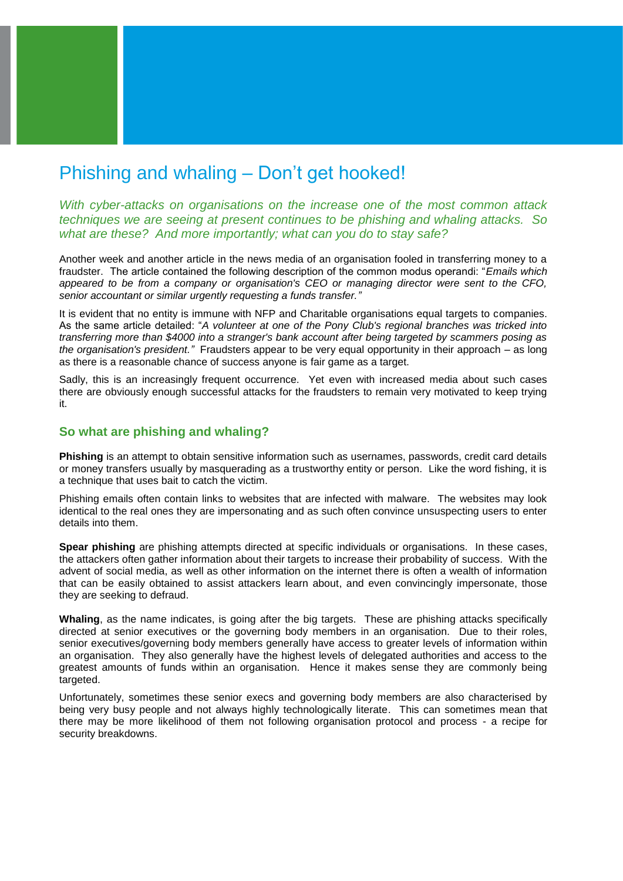# Phishing and whaling – Don't get hooked!

*With cyber-attacks on organisations on the increase one of the most common attack techniques we are seeing at present continues to be phishing and whaling attacks. So what are these? And more importantly; what can you do to stay safe?*

Another week and another article in the news media of an organisation fooled in transferring money to a fraudster. The article contained the following description of the common modus operandi: "*Emails which appeared to be from a company or organisation's CEO or managing director were sent to the CFO, senior accountant or similar urgently requesting a funds transfer."*

It is evident that no entity is immune with NFP and Charitable organisations equal targets to companies. As the same article detailed: "*A volunteer at one of the Pony Club's regional branches was tricked into transferring more than $4000 into a stranger's bank account after being targeted by scammers posing as the organisation's president."* Fraudsters appear to be very equal opportunity in their approach – as long as there is a reasonable chance of success anyone is fair game as a target.

Sadly, this is an increasingly frequent occurrence. Yet even with increased media about such cases there are obviously enough successful attacks for the fraudsters to remain very motivated to keep trying it.

## So what are phishing and whaling?

**Phishing** is an attempt to obtain sensitive information such as usernames, passwords, credit card details or money transfers usually by masquerading as a trustworthy entity or person. Like the word fishing, it is a technique that uses bait to catch the victim.

Phishing emails often contain links to websites that are infected with malware. The websites may look identical to the real ones they are impersonating and as such often convince unsuspecting users to enter details into them.

**Spear phishing** are phishing attempts directed at specific individuals or organisations. In these cases, the attackers often gather information about their targets to increase their probability of success. With the advent of social media, as well as other information on the internet there is often a wealth of information that can be easily obtained to assist attackers learn about, and even convincingly impersonate, those they are seeking to defraud.

**Whaling**, as the name indicates, is going after the big targets. These are phishing attacks specifically directed at senior executives or the governing body members in an organisation. Due to their roles, senior executives/governing body members generally have access to greater levels of information within an organisation. They also generally have the highest levels of delegated authorities and access to the greatest amounts of funds within an organisation. Hence it makes sense they are commonly being targeted.

Unfortunately, sometimes these senior execs and governing body members are also characterised by being very busy people and not always highly technologically literate. This can sometimes mean that there may be more likelihood of them not following organisation protocol and process - a recipe for security breakdowns.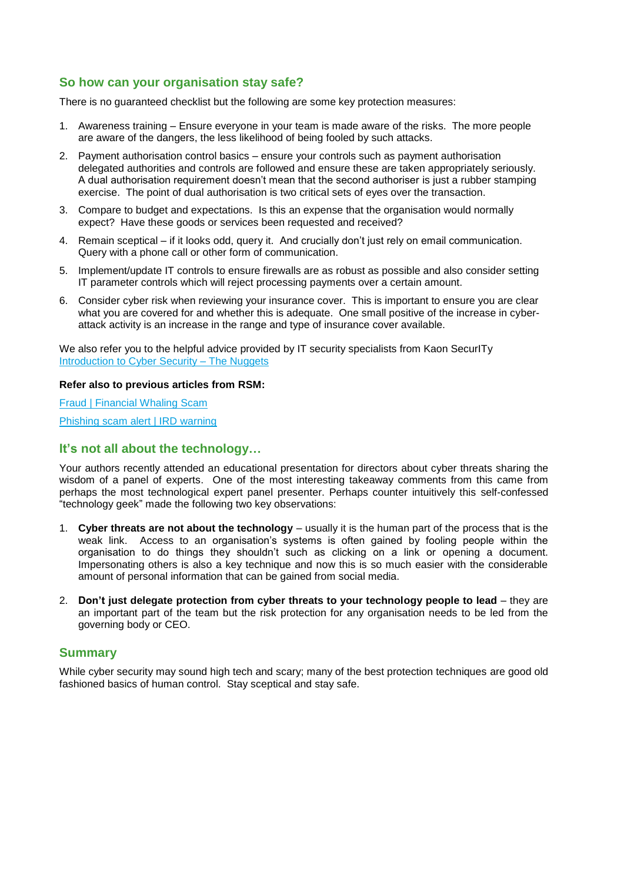## So how can your organisation stay safe?

There is no guaranteed checklist but the following are some key protection measures:

1. Awareness training – Ensure everyone in your team is made aware of the risks. The more people are aware of the dangers, the less likelihood of being fooled by such attacks.
2. Payment authorisation control basics – ensure your controls such as payment authorisation delegated authorities and controls are followed and ensure these are taken appropriately seriously. A dual authorisation requirement doesn't mean that the second authoriser is just a rubber stamping exercise. The point of dual authorisation is two critical sets of eyes over the transaction.
3. Compare to budget and expectations. Is this an expense that the organisation would normally expect? Have these goods or services been requested and received?
4. Remain sceptical – if it looks odd, query it. And crucially don't just rely on email communication. Query with a phone call or other form of communication.
5. Implement/update IT controls to ensure firewalls are as robust as possible and also consider setting IT parameter controls which will reject processing payments over a certain amount.
6. Consider cyber risk when reviewing your insurance cover. This is important to ensure you are clear what you are covered for and whether this is adequate. One small positive of the increase in cyber-attack activity is an increase in the range and type of insurance cover available.

We also refer you to the helpful advice provided by IT security specialists from Kaon SecurITy
[Introduction to Cyber Security – The Nuggets]()

**Refer also to previous articles from RSM:**

[Fraud | Financial Whaling Scam]()

[Phishing scam alert | IRD warning]()

## It's not all about the technology…

Your authors recently attended an educational presentation for directors about cyber threats sharing the wisdom of a panel of experts. One of the most interesting takeaway comments from this came from perhaps the most technological expert panel presenter. Perhaps counter intuitively this self-confessed "technology geek" made the following two key observations:

1. **Cyber threats are not about the technology** – usually it is the human part of the process that is the weak link. Access to an organisation's systems is often gained by fooling people within the organisation to do things they shouldn't such as clicking on a link or opening a document. Impersonating others is also a key technique and now this is so much easier with the considerable amount of personal information that can be gained from social media.
2. **Don't just delegate protection from cyber threats to your technology people to lead** – they are an important part of the team but the risk protection for any organisation needs to be led from the governing body or CEO.

## Summary

While cyber security may sound high tech and scary; many of the best protection techniques are good old fashioned basics of human control. Stay sceptical and stay safe.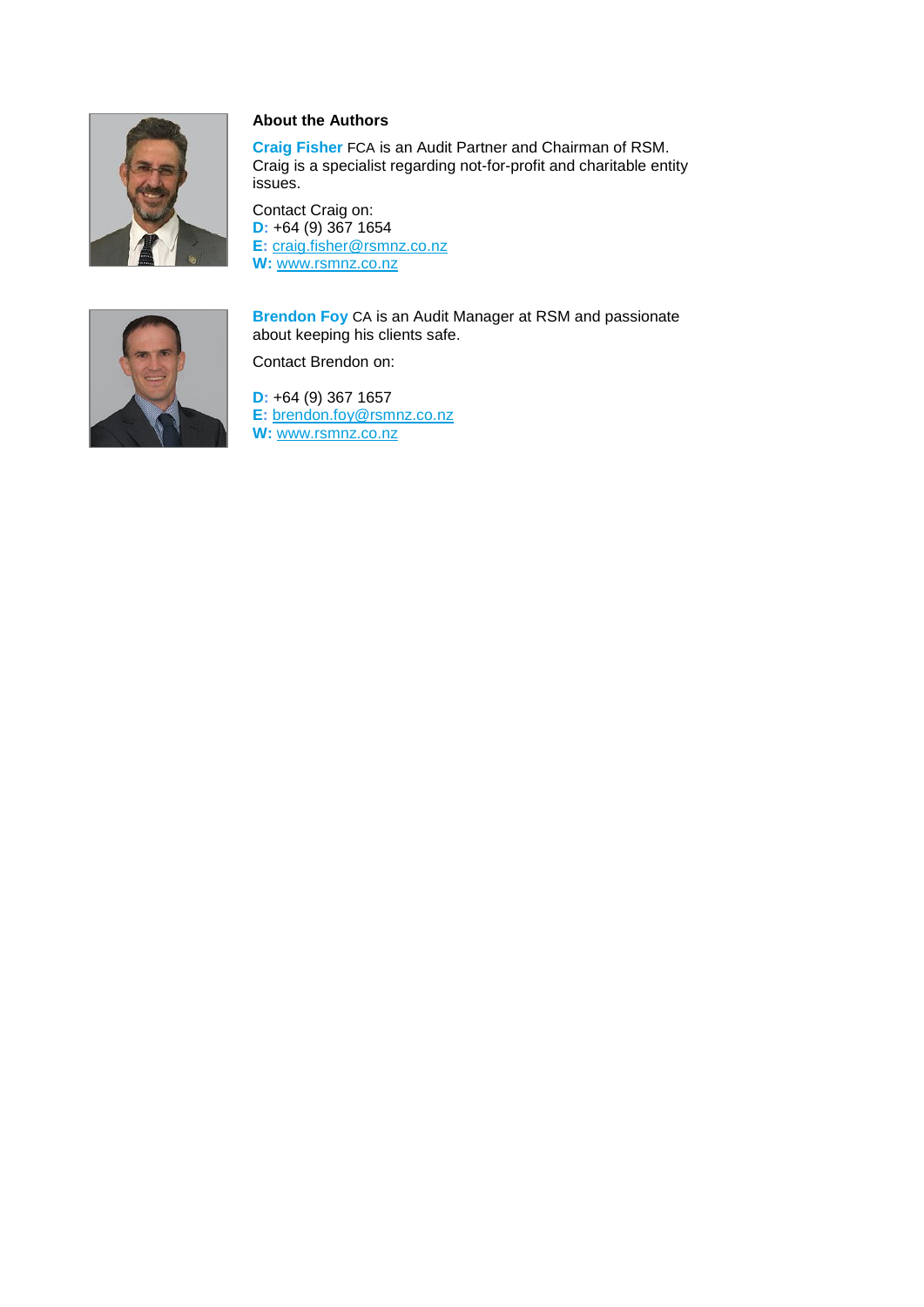**About the Authors**

**Craig Fisher** FCA is an Audit Partner and Chairman of RSM. Craig is a specialist regarding not-for-profit and charitable entity issues.

Contact Craig on:
**D:** +64 (9) 367 1654
**E:** craig.fisher@rsmnz.co.nz
**W:** www.rsmnz.co.nz

**Brendon Foy** CA is an Audit Manager at RSM and passionate about keeping his clients safe.

Contact Brendon on:

**D:** +64 (9) 367 1657
**E:** brendon.foy@rsmnz.co.nz
**W:** www.rsmnz.co.nz